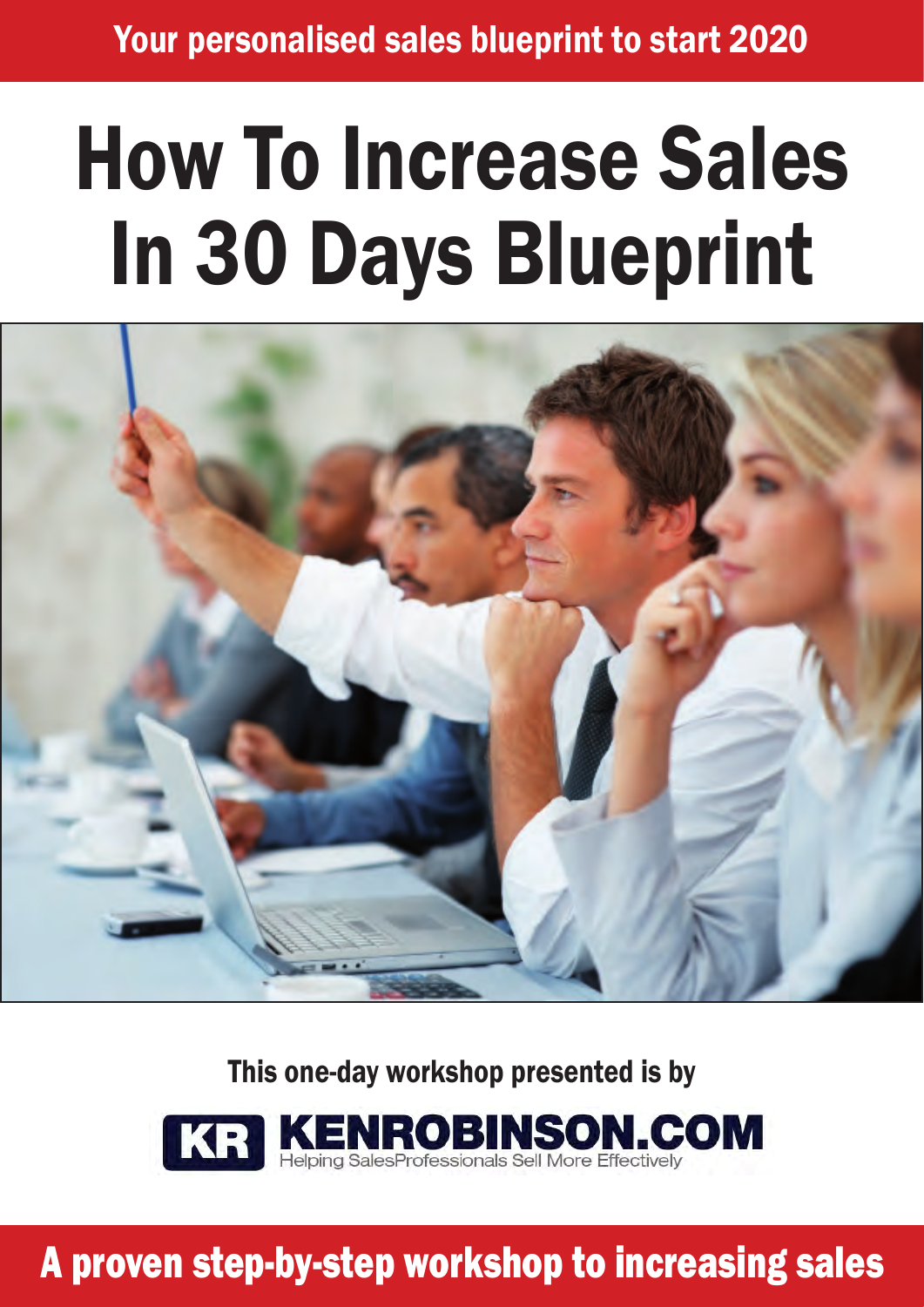Your personalised sales blueprint to start 2020

# How To Increase Sales In 30 Days Blueprint

This one-day workshop presented is by

KR KENROBINSON.COM
Helping SalesProfessionals Sell More Effectively

**A proven step-by-step workshop to increasing sales**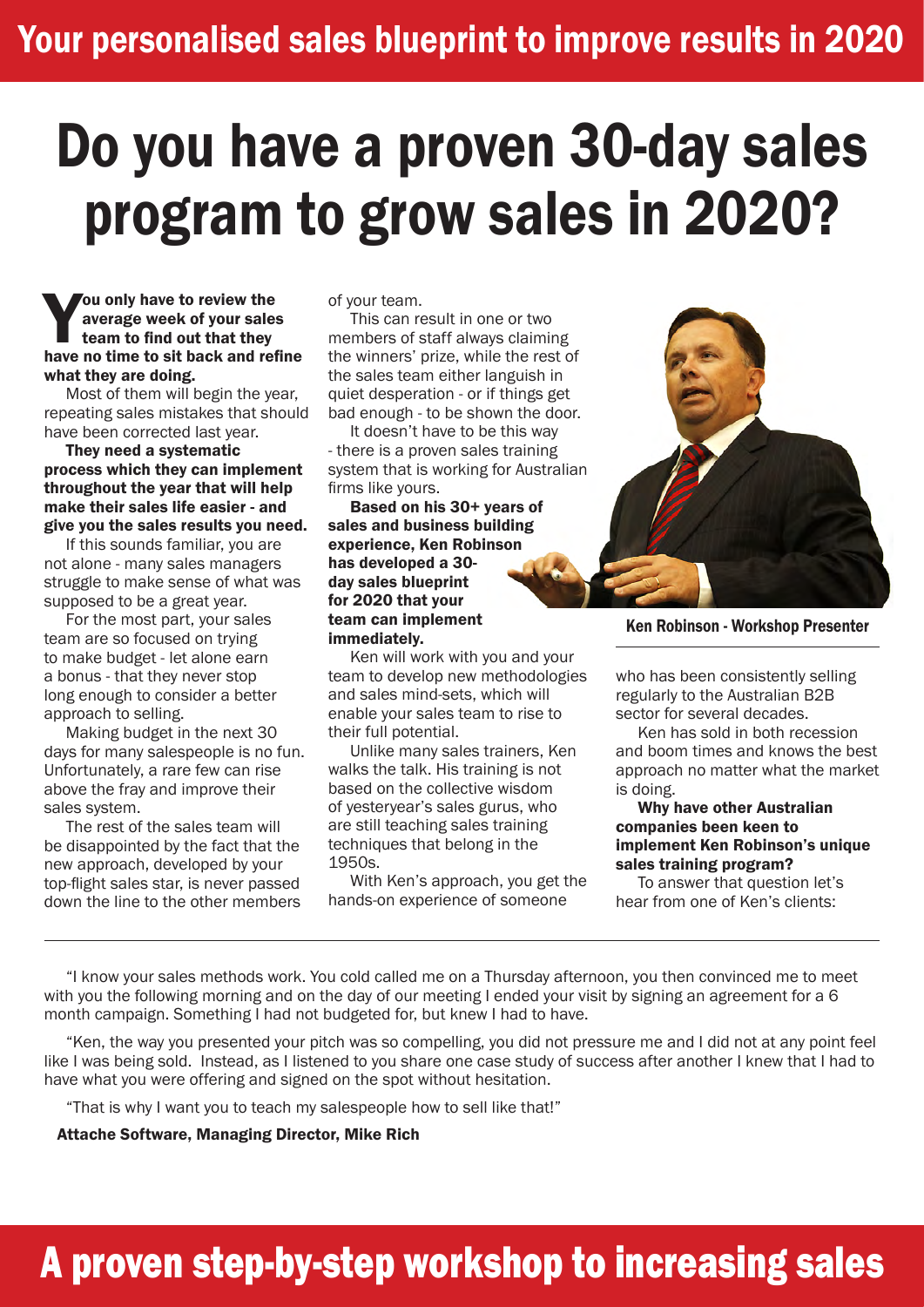# Your personalised sales blueprint to improve results in 2020

# Do you have a proven 30-day sales program to grow sales in 2020?

**You only have to review the average week of your sales team to find out that they have no time to sit back and refine what they are doing.**

Most of them will begin the year, repeating sales mistakes that should have been corrected last year.

**They need a systematic process which they can implement throughout the year that will help make their sales life easier - and give you the sales results you need.**

If this sounds familiar, you are not alone - many sales managers struggle to make sense of what was supposed to be a great year.

For the most part, your sales team are so focused on trying to make budget - let alone earn a bonus - that they never stop long enough to consider a better approach to selling.

Making budget in the next 30 days for many salespeople is no fun. Unfortunately, a rare few can rise above the fray and improve their sales system.

The rest of the sales team will be disappointed by the fact that the new approach, developed by your top-flight sales star, is never passed down the line to the other members of your team.

This can result in one or two members of staff always claiming the winners' prize, while the rest of the sales team either languish in quiet desperation - or if things get bad enough - to be shown the door.

It doesn't have to be this way - there is a proven sales training system that is working for Australian firms like yours.

**Based on his 30+ years of sales and business building experience, Ken Robinson has developed a 30-day sales blueprint for 2020 that your team can implement immediately.**

Ken will work with you and your team to develop new methodologies and sales mind-sets, which will enable your sales team to rise to their full potential.

Unlike many sales trainers, Ken walks the talk. His training is not based on the collective wisdom of yesteryear's sales gurus, who are still teaching sales training techniques that belong in the 1950s.

With Ken's approach, you get the hands-on experience of someone who has been consistently selling regularly to the Australian B2B sector for several decades.

**Ken Robinson - Workshop Presenter**

Ken has sold in both recession and boom times and knows the best approach no matter what the market is doing.

**Why have other Australian companies been keen to implement Ken Robinson's unique sales training program?**

To answer that question let's hear from one of Ken's clients:

"I know your sales methods work. You cold called me on a Thursday afternoon, you then convinced me to meet with you the following morning and on the day of our meeting I ended your visit by signing an agreement for a 6 month campaign. Something I had not budgeted for, but knew I had to have.

"Ken, the way you presented your pitch was so compelling, you did not pressure me and I did not at any point feel like I was being sold. Instead, as I listened to you share one case study of success after another I knew that I had to have what you were offering and signed on the spot without hesitation.

"That is why I want you to teach my salespeople how to sell like that!"

**Attache Software, Managing Director, Mike Rich**

## A proven step-by-step workshop to increasing sales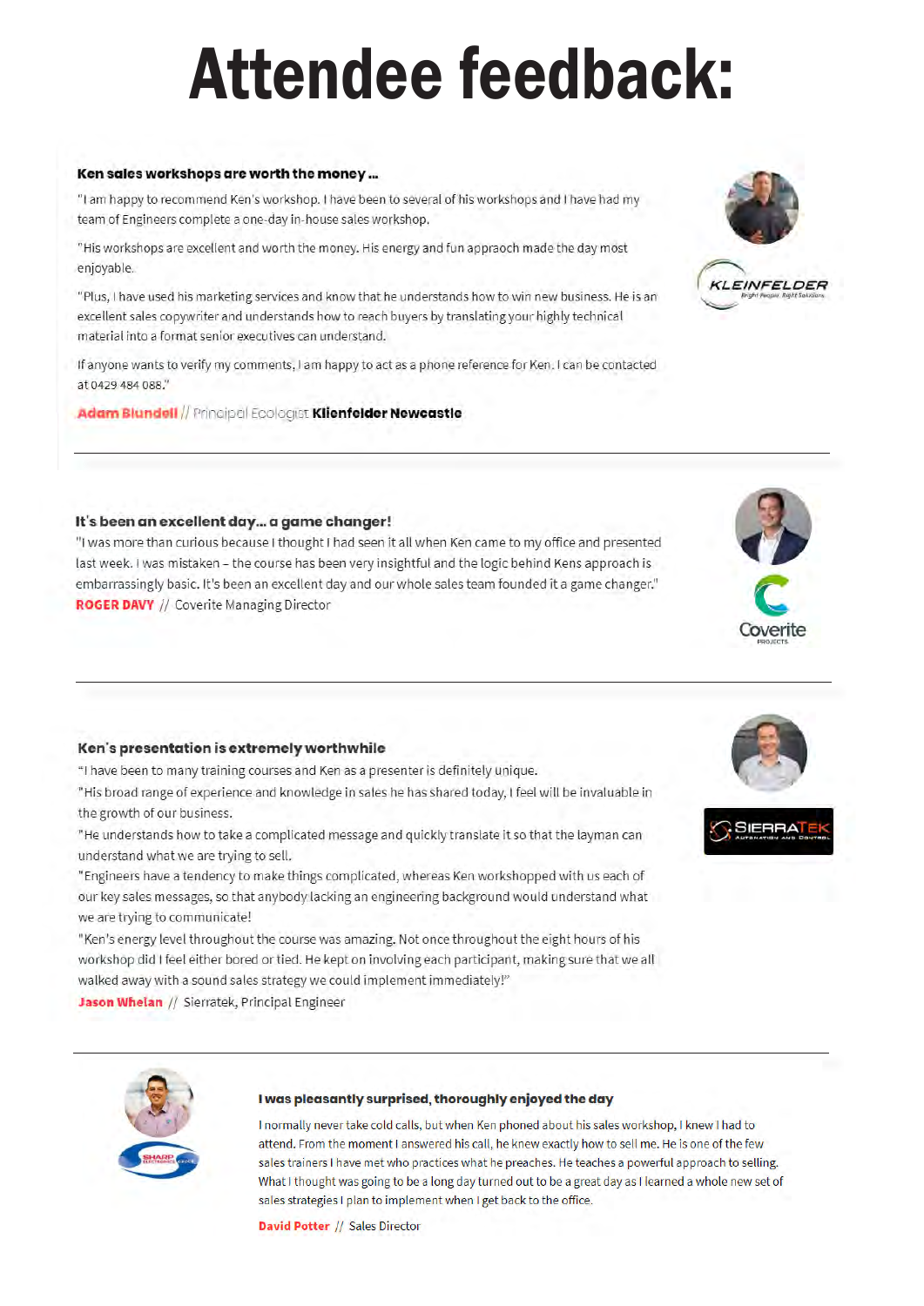# Attendee feedback:

### Ken sales workshops are worth the money ...

"I am happy to recommend Ken's workshop. I have been to several of his workshops and I have had my team of Engineers complete a one-day in-house sales workshop.

"His workshops are excellent and worth the money. His energy and fun apraoch made the day most enjoyable.

"Plus, I have used his marketing services and know that he understands how to win new business. He is an excellent sales copywriter and understands how to reach buyers by translating your highly technical material into a format senior executives can understand.

If anyone wants to verify my comments, I am happy to act as a phone reference for Ken. I can be contacted at 0429 484 088."

**Adam Blundell** // Principal Ecologist **Klienfelder Newcastle**

KLEINFELDER Bright People. Right Solutions.

---

### It's been an excellent day... a game changer!

"I was more than curious because I thought I had seen it all when Ken came to my office and presented last week. I was mistaken – the course has been very insightful and the logic behind Kens approach is embarrassingly basic. It's been an excellent day and our whole sales team founded it a game changer."

**ROGER DAVY** // Coverite Managing Director

Coverite PROJECTS

---

### Ken's presentation is extremely worthwhile

"I have been to many training courses and Ken as a presenter is definitely unique.

"His broad range of experience and knowledge in sales he has shared today, I feel will be invaluable in the growth of our business.

"He understands how to take a complicated message and quickly translate it so that the layman can understand what we are trying to sell.

"Engineers have a tendency to make things complicated, whereas Ken workshopped with us each of our key sales messages, so that anybody lacking an engineering background would understand what we are trying to communicate!

"Ken's energy level throughout the course was amazing. Not once throughout the eight hours of his workshop did I feel either bored or tied. He kept on involving each participant, making sure that we all walked away with a sound sales strategy we could implement immediately!"

**Jason Whelan** // Sierratek, Principal Engineer

SIERRATEK AUTOMATION AND CONTROL

---

### I was pleasantly surprised, thoroughly enjoyed the day

I normally never take cold calls, but when Ken phoned about his sales workshop, I knew I had to attend. From the moment I answered his call, he knew exactly how to sell me. He is one of the few sales trainers I have met who practices what he preaches. He teaches a powerful approach to selling. What I thought was going to be a long day turned out to be a great day as I learned a whole new set of sales strategies I plan to implement when I get back to the office.

**David Potter** // Sales Director

SHARP ELECTRONICS GROUP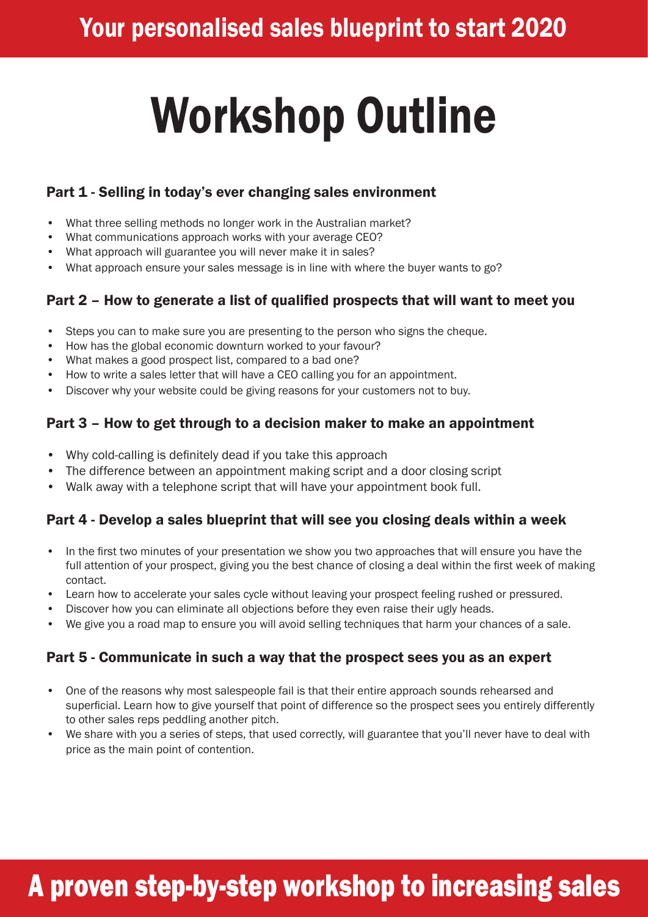Your personalised sales blueprint to start 2020

# Workshop Outline

### Part 1 - Selling in today's ever changing sales environment

- What three selling methods no longer work in the Australian market?
- What communications approach works with your average CEO?
- What approach will guarantee you will never make it in sales?
- What approach ensure your sales message is in line with where the buyer wants to go?

### Part 2 – How to generate a list of qualified prospects that will want to meet you

- Steps you can to make sure you are presenting to the person who signs the cheque.
- How has the global economic downturn worked to your favour?
- What makes a good prospect list, compared to a bad one?
- How to write a sales letter that will have a CEO calling you for an appointment.
- Discover why your website could be giving reasons for your customers not to buy.

### Part 3 – How to get through to a decision maker to make an appointment

- Why cold-calling is definitely dead if you take this approach
- The difference between an appointment making script and a door closing script
- Walk away with a telephone script that will have your appointment book full.

### Part 4 - Develop a sales blueprint that will see you closing deals within a week

- In the first two minutes of your presentation we show you two approaches that will ensure you have the full attention of your prospect, giving you the best chance of closing a deal within the first week of making contact.
- Learn how to accelerate your sales cycle without leaving your prospect feeling rushed or pressured.
- Discover how you can eliminate all objections before they even raise their ugly heads.
- We give you a road map to ensure you will avoid selling techniques that harm your chances of a sale.

### Part 5 - Communicate in such a way that the prospect sees you as an expert

- One of the reasons why most salespeople fail is that their entire approach sounds rehearsed and superficial. Learn how to give yourself that point of difference so the prospect sees you entirely differently to other sales reps peddling another pitch.
- We share with you a series of steps, that used correctly, will guarantee that you'll never have to deal with price as the main point of contention.

## A proven step-by-step workshop to increasing sales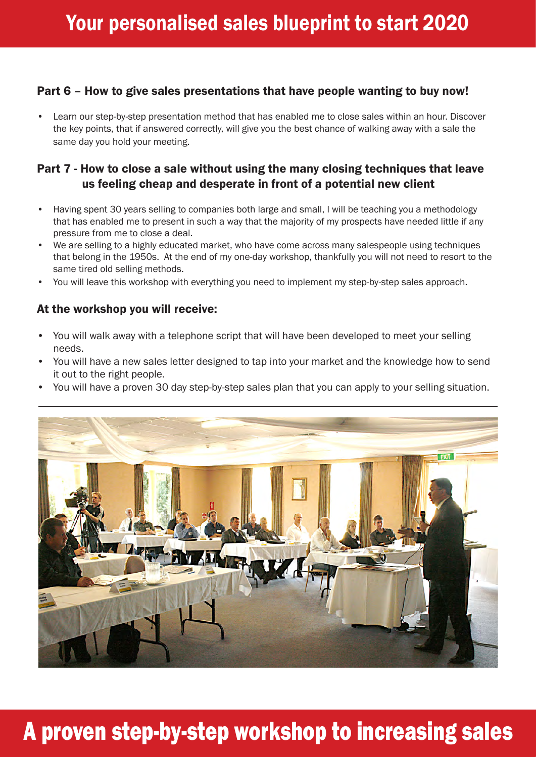# Your personalised sales blueprint to start 2020

### Part 6 – How to give sales presentations that have people wanting to buy now!

- Learn our step-by-step presentation method that has enabled me to close sales within an hour. Discover the key points, that if answered correctly, will give you the best chance of walking away with a sale the same day you hold your meeting.

### Part 7 - How to close a sale without using the many closing techniques that leave us feeling cheap and desperate in front of a potential new client

- Having spent 30 years selling to companies both large and small, I will be teaching you a methodology that has enabled me to present in such a way that the majority of my prospects have needed little if any pressure from me to close a deal.
- We are selling to a highly educated market, who have come across many salespeople using techniques that belong in the 1950s. At the end of my one-day workshop, thankfully you will not need to resort to the same tired old selling methods.
- You will leave this workshop with everything you need to implement my step-by-step sales approach.

### At the workshop you will receive:

- You will walk away with a telephone script that will have been developed to meet your selling needs.
- You will have a new sales letter designed to tap into your market and the knowledge how to send it out to the right people.
- You will have a proven 30 day step-by-step sales plan that you can apply to your selling situation.

---

## A proven step-by-step workshop to increasing sales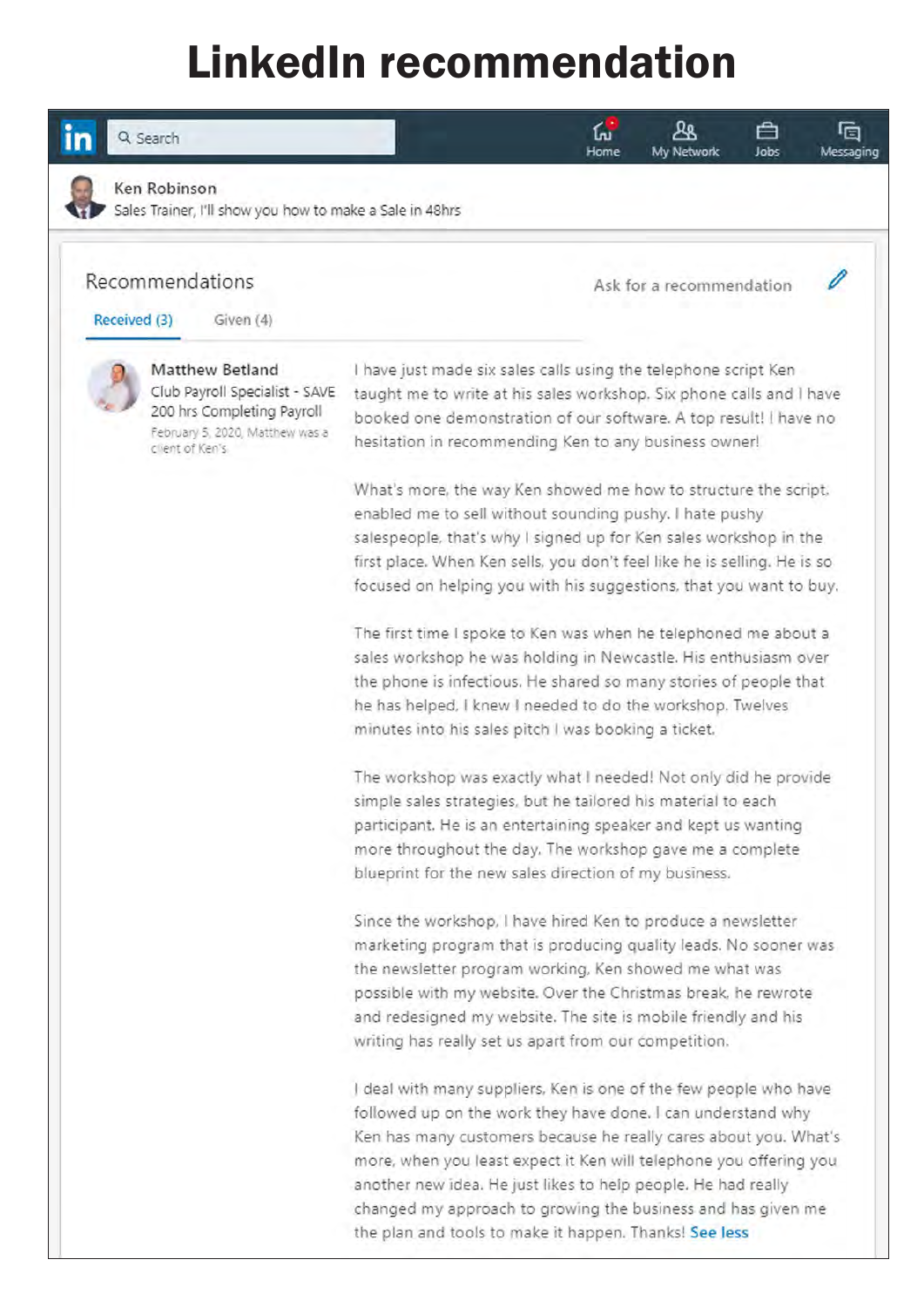# LinkedIn recommendation

Search

Home | My Network | Jobs | Messaging

**Ken Robinson**
Sales Trainer, I'll show you how to make a Sale in 48hrs

## Recommendations

Ask for a recommendation

Received (3) | Given (4)

**Matthew Betland**
Club Payroll Specialist - SAVE 200 hrs Completing Payroll
February 5, 2020, Matthew was a client of Ken's

I have just made six sales calls using the telephone script Ken taught me to write at his sales workshop. Six phone calls and I have booked one demonstration of our software. A top result! I have no hesitation in recommending Ken to any business owner!

What's more, the way Ken showed me how to structure the script, enabled me to sell without sounding pushy. I hate pushy salespeople, that's why I signed up for Ken sales workshop in the first place. When Ken sells, you don't feel like he is selling. He is so focused on helping you with his suggestions, that you want to buy.

The first time I spoke to Ken was when he telephoned me about a sales workshop he was holding in Newcastle. His enthusiasm over the phone is infectious. He shared so many stories of people that he has helped, I knew I needed to do the workshop. Twelves minutes into his sales pitch I was booking a ticket.

The workshop was exactly what I needed! Not only did he provide simple sales strategies, but he tailored his material to each participant. He is an entertaining speaker and kept us wanting more throughout the day. The workshop gave me a complete blueprint for the new sales direction of my business.

Since the workshop, I have hired Ken to produce a newsletter marketing program that is producing quality leads. No sooner was the newsletter program working, Ken showed me what was possible with my website. Over the Christmas break, he rewrote and redesigned my website. The site is mobile friendly and his writing has really set us apart from our competition.

I deal with many suppliers, Ken is one of the few people who have followed up on the work they have done. I can understand why Ken has many customers because he really cares about you. What's more, when you least expect it Ken will telephone you offering you another new idea. He just likes to help people. He had really changed my approach to growing the business and has given me the plan and tools to make it happen. Thanks! See less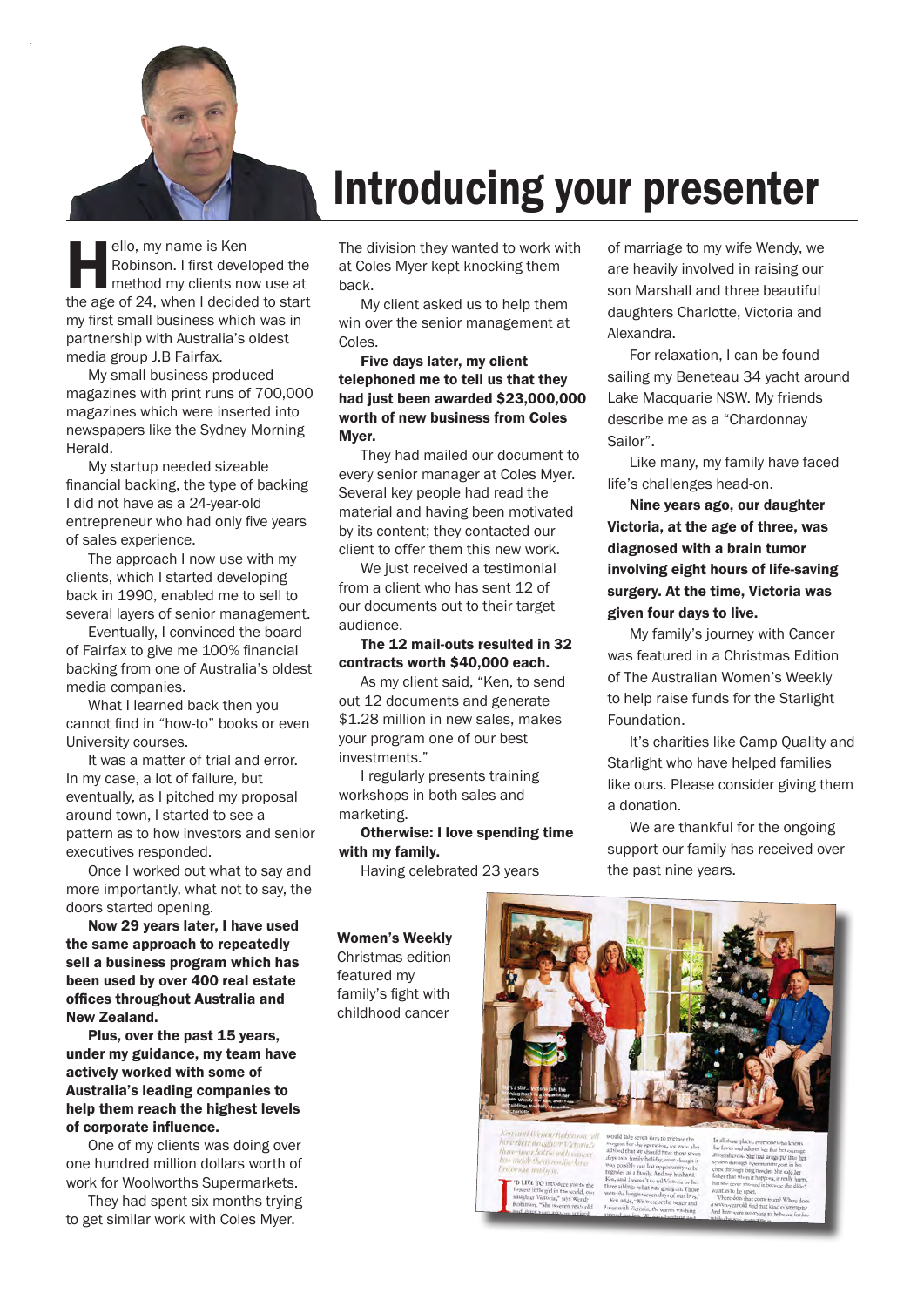# Introducing your presenter

Hello, my name is Ken Robinson. I first developed the method my clients now use at the age of 24, when I decided to start my first small business which was in partnership with Australia's oldest media group J.B Fairfax.

My small business produced magazines with print runs of 700,000 magazines which were inserted into newspapers like the Sydney Morning Herald.

My startup needed sizeable financial backing, the type of backing I did not have as a 24-year-old entrepreneur who had only five years of sales experience.

The approach I now use with my clients, which I started developing back in 1990, enabled me to sell to several layers of senior management.

Eventually, I convinced the board of Fairfax to give me 100% financial backing from one of Australia's oldest media companies.

What I learned back then you cannot find in "how-to" books or even University courses.

It was a matter of trial and error. In my case, a lot of failure, but eventually, as I pitched my proposal around town, I started to see a pattern as to how investors and senior executives responded.

Once I worked out what to say and more importantly, what not to say, the doors started opening.

**Now 29 years later, I have used the same approach to repeatedly sell a business program which has been used by over 400 real estate offices throughout Australia and New Zealand.**

**Plus, over the past 15 years, under my guidance, my team have actively worked with some of Australia's leading companies to help them reach the highest levels of corporate influence.**

One of my clients was doing over one hundred million dollars worth of work for Woolworths Supermarkets.

They had spent six months trying to get similar work with Coles Myer.

The division they wanted to work with at Coles Myer kept knocking them back.

My client asked us to help them win over the senior management at Coles.

**Five days later, my client telephoned me to tell us that they had just been awarded $23,000,000 worth of new business from Coles Myer.**

They had mailed our document to every senior manager at Coles Myer. Several key people had read the material and having been motivated by its content; they contacted our client to offer them this new work.

We just received a testimonial from a client who has sent 12 of our documents out to their target audience.

**The 12 mail-outs resulted in 32 contracts worth $40,000 each.**

As my client said, "Ken, to send out 12 documents and generate $1.28 million in new sales, makes your program one of our best investments."

I regularly presents training workshops in both sales and marketing.

**Otherwise: I love spending time with my family.**

Having celebrated 23 years of marriage to my wife Wendy, we are heavily involved in raising our son Marshall and three beautiful daughters Charlotte, Victoria and Alexandra.

For relaxation, I can be found sailing my Beneteau 34 yacht around Lake Macquarie NSW. My friends describe me as a "Chardonnay Sailor".

Like many, my family have faced life's challenges head-on.

**Nine years ago, our daughter Victoria, at the age of three, was diagnosed with a brain tumor involving eight hours of life-saving surgery. At the time, Victoria was given four days to live.**

My family's journey with Cancer was featured in a Christmas Edition of The Australian Women's Weekly to help raise funds for the Starlight Foundation.

It's charities like Camp Quality and Starlight who have helped families like ours. Please consider giving them a donation.

We are thankful for the ongoing support our family has received over the past nine years.

**Women's Weekly** Christmas edition featured my family's fight with childhood cancer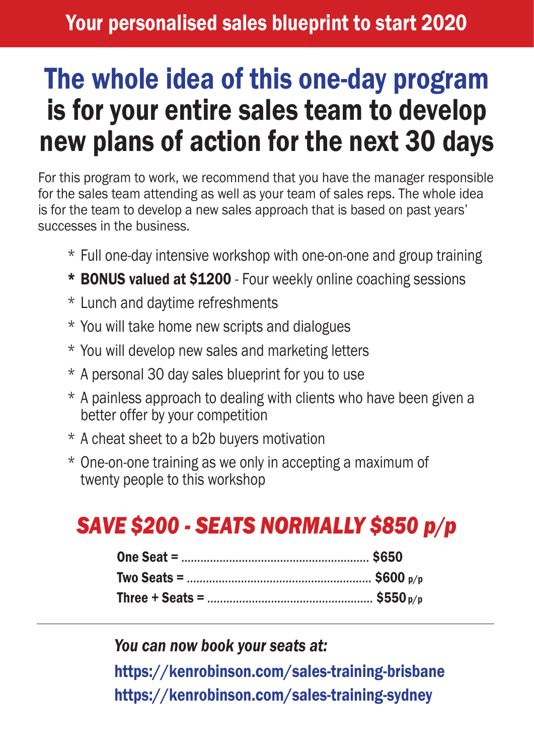## Your personalised sales blueprint to start 2020

# The whole idea of this one-day program is for your entire sales team to develop new plans of action for the next 30 days

For this program to work, we recommend that you have the manager responsible for the sales team attending as well as your team of sales reps. The whole idea is for the team to develop a new sales approach that is based on past years' successes in the business.

- Full one-day intensive workshop with one-on-one and group training
- **BONUS valued at $1200** - Four weekly online coaching sessions
- Lunch and daytime refreshments
- You will take home new scripts and dialogues
- You will develop new sales and marketing letters
- A personal 30 day sales blueprint for you to use
- A painless approach to dealing with clients who have been given a better offer by your competition
- A cheat sheet to a b2b buyers motivation
- One-on-one training as we only in accepting a maximum of twenty people to this workshop

## *SAVE $200 - SEATS NORMALLY $850 p/p*

**One Seat =** ........................................ **$650**
**Two Seats =** ........................................ **$600** p/p
**Three + Seats =** ........................................ **$550** p/p

---

***You can now book your seats at:***

**https://kenrobinson.com/sales-training-brisbane**
**https://kenrobinson.com/sales-training-sydney**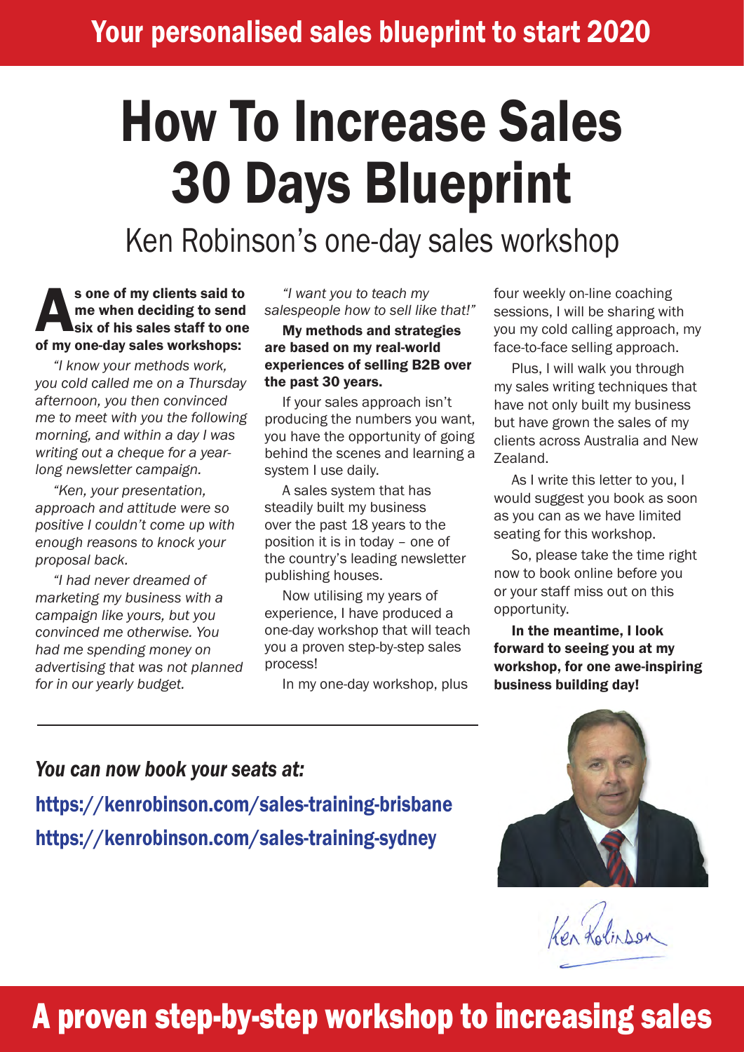## Your personalised sales blueprint to start 2020

# How To Increase Sales 30 Days Blueprint

## Ken Robinson's one-day sales workshop

**As one of my clients said to me when deciding to send six of his sales staff to one of my one-day sales workshops:**

*"I know your methods work, you cold called me on a Thursday afternoon, you then convinced me to meet with you the following morning, and within a day I was writing out a cheque for a year-long newsletter campaign.*

*"Ken, your presentation, approach and attitude were so positive I couldn't come up with enough reasons to knock your proposal back.*

*"I had never dreamed of marketing my business with a campaign like yours, but you convinced me otherwise. You had me spending money on advertising that was not planned for in our yearly budget.*

*"I want you to teach my salespeople how to sell like that!"*

**My methods and strategies are based on my real-world experiences of selling B2B over the past 30 years.**

If your sales approach isn't producing the numbers you want, you have the opportunity of going behind the scenes and learning a system I use daily.

A sales system that has steadily built my business over the past 18 years to the position it is in today – one of the country's leading newsletter publishing houses.

Now utilising my years of experience, I have produced a one-day workshop that will teach you a proven step-by-step sales process!

In my one-day workshop, plus four weekly on-line coaching sessions, I will be sharing with you my cold calling approach, my face-to-face selling approach.

Plus, I will walk you through my sales writing techniques that have not only built my business but have grown the sales of my clients across Australia and New Zealand.

As I write this letter to you, I would suggest you book as soon as you can as we have limited seating for this workshop.

So, please take the time right now to book online before you or your staff miss out on this opportunity.

**In the meantime, I look forward to seeing you at my workshop, for one awe-inspiring business building day!**

Ken Robinson

---

*You can now book your seats at:*

**https://kenrobinson.com/sales-training-brisbane**
**https://kenrobinson.com/sales-training-sydney**

## A proven step-by-step workshop to increasing sales